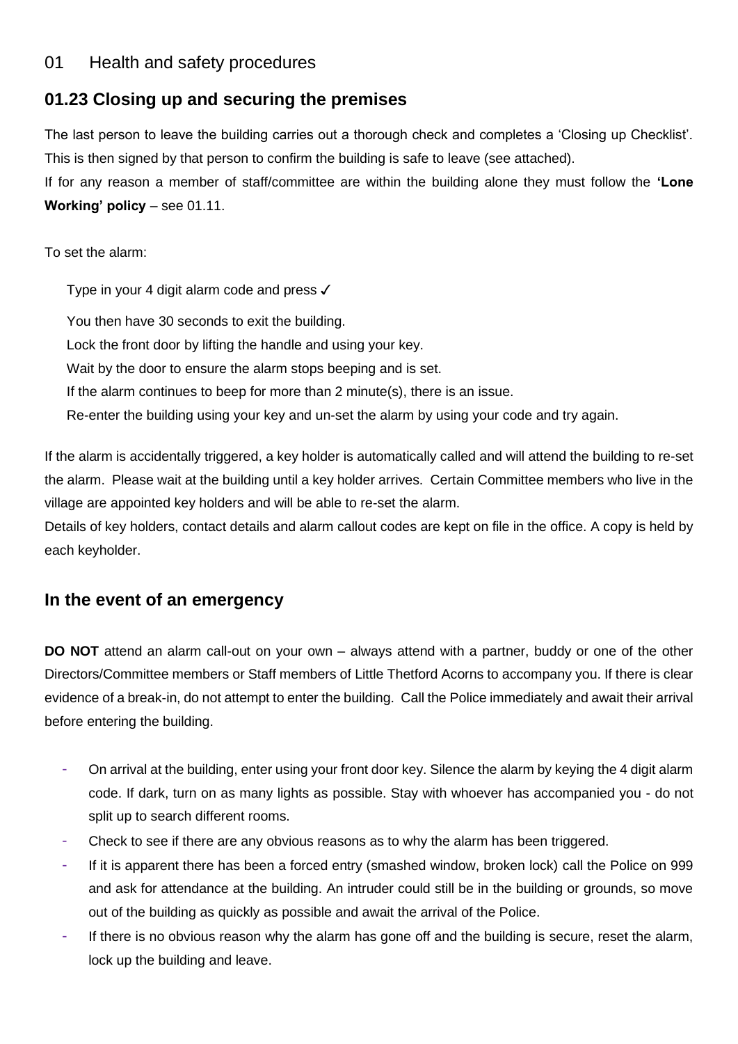# 01 Health and safety procedures

## 01.23 Closing up and securing the premises

The last person to leave the building carries out a thorough check and completes a 'Closing up Checklist'. This is then signed by that person to confirm the building is safe to leave (see attached).
If for any reason a member of staff/committee are within the building alone they must follow the **'Lone Working' policy** – see 01.11.

To set the alarm:

Type in your 4 digit alarm code and press ✓

You then have 30 seconds to exit the building.
Lock the front door by lifting the handle and using your key.
Wait by the door to ensure the alarm stops beeping and is set.
If the alarm continues to beep for more than 2 minute(s), there is an issue.
Re-enter the building using your key and un-set the alarm by using your code and try again.

If the alarm is accidentally triggered, a key holder is automatically called and will attend the building to re-set the alarm. Please wait at the building until a key holder arrives. Certain Committee members who live in the village are appointed key holders and will be able to re-set the alarm.
Details of key holders, contact details and alarm callout codes are kept on file in the office. A copy is held by each keyholder.

## In the event of an emergency

**DO NOT** attend an alarm call-out on your own – always attend with a partner, buddy or one of the other Directors/Committee members or Staff members of Little Thetford Acorns to accompany you. If there is clear evidence of a break-in, do not attempt to enter the building. Call the Police immediately and await their arrival before entering the building.

- On arrival at the building, enter using your front door key. Silence the alarm by keying the 4 digit alarm code. If dark, turn on as many lights as possible. Stay with whoever has accompanied you - do not split up to search different rooms.
- Check to see if there are any obvious reasons as to why the alarm has been triggered.
- If it is apparent there has been a forced entry (smashed window, broken lock) call the Police on 999 and ask for attendance at the building. An intruder could still be in the building or grounds, so move out of the building as quickly as possible and await the arrival of the Police.
- If there is no obvious reason why the alarm has gone off and the building is secure, reset the alarm, lock up the building and leave.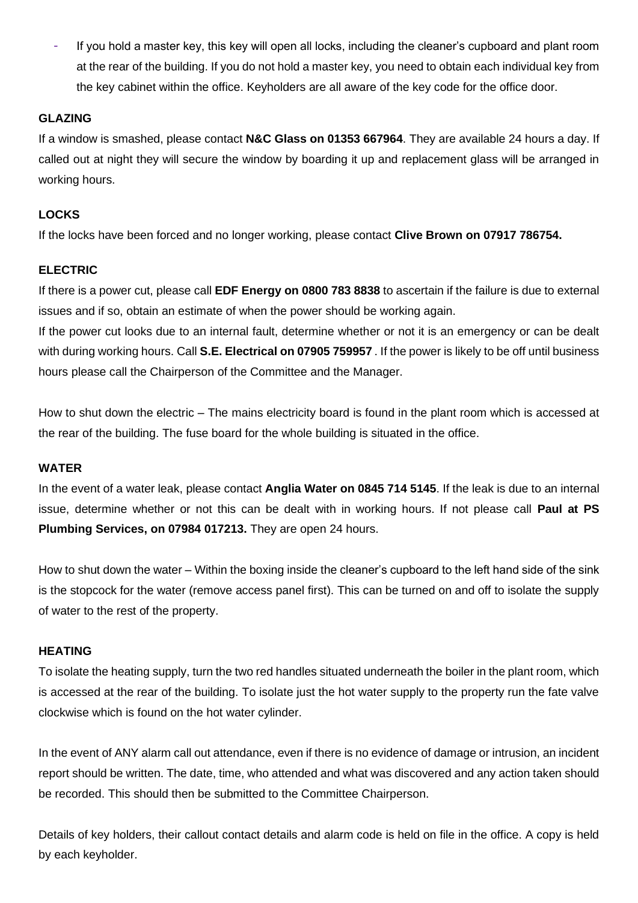- If you hold a master key, this key will open all locks, including the cleaner's cupboard and plant room at the rear of the building. If you do not hold a master key, you need to obtain each individual key from the key cabinet within the office. Keyholders are all aware of the key code for the office door.

**GLAZING**

If a window is smashed, please contact **N&C Glass on 01353 667964**. They are available 24 hours a day. If called out at night they will secure the window by boarding it up and replacement glass will be arranged in working hours.

**LOCKS**

If the locks have been forced and no longer working, please contact **Clive Brown on 07917 786754.**

**ELECTRIC**

If there is a power cut, please call **EDF Energy on 0800 783 8838** to ascertain if the failure is due to external issues and if so, obtain an estimate of when the power should be working again.

If the power cut looks due to an internal fault, determine whether or not it is an emergency or can be dealt with during working hours. Call **S.E. Electrical on 07905 759957** . If the power is likely to be off until business hours please call the Chairperson of the Committee and the Manager.

How to shut down the electric – The mains electricity board is found in the plant room which is accessed at the rear of the building. The fuse board for the whole building is situated in the office.

**WATER**

In the event of a water leak, please contact **Anglia Water on 0845 714 5145**. If the leak is due to an internal issue, determine whether or not this can be dealt with in working hours. If not please call **Paul at PS Plumbing Services, on 07984 017213.** They are open 24 hours.

How to shut down the water – Within the boxing inside the cleaner's cupboard to the left hand side of the sink is the stopcock for the water (remove access panel first). This can be turned on and off to isolate the supply of water to the rest of the property.

**HEATING**

To isolate the heating supply, turn the two red handles situated underneath the boiler in the plant room, which is accessed at the rear of the building. To isolate just the hot water supply to the property run the fate valve clockwise which is found on the hot water cylinder.

In the event of ANY alarm call out attendance, even if there is no evidence of damage or intrusion, an incident report should be written. The date, time, who attended and what was discovered and any action taken should be recorded. This should then be submitted to the Committee Chairperson.

Details of key holders, their callout contact details and alarm code is held on file in the office. A copy is held by each keyholder.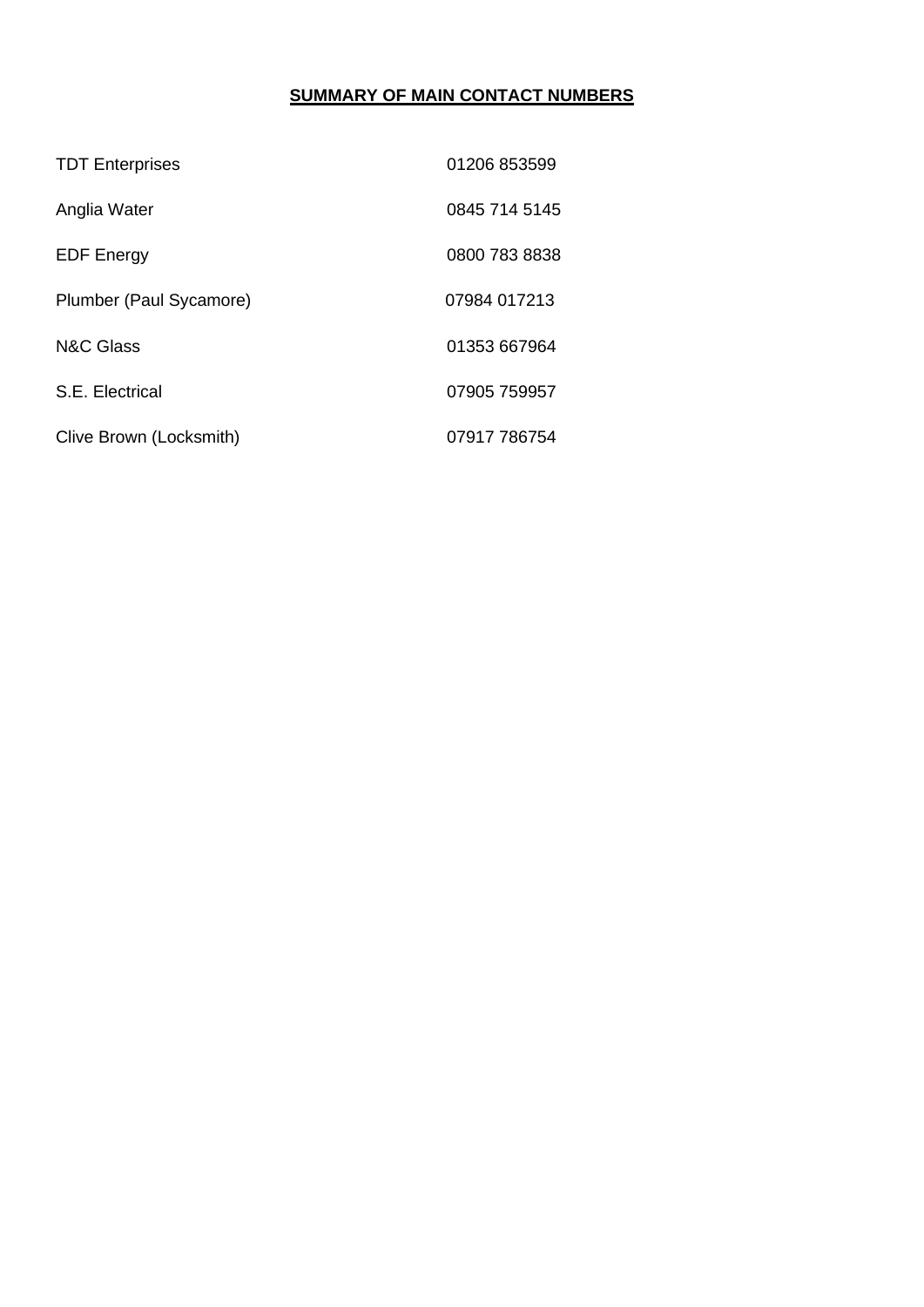**SUMMARY OF MAIN CONTACT NUMBERS**

| | |
|---|---|
| TDT Enterprises | 01206 853599 |
| Anglia Water | 0845 714 5145 |
| EDF Energy | 0800 783 8838 |
| Plumber (Paul Sycamore) | 07984 017213 |
| N&C Glass | 01353 667964 |
| S.E. Electrical | 07905 759957 |
| Clive Brown (Locksmith) | 07917 786754 |